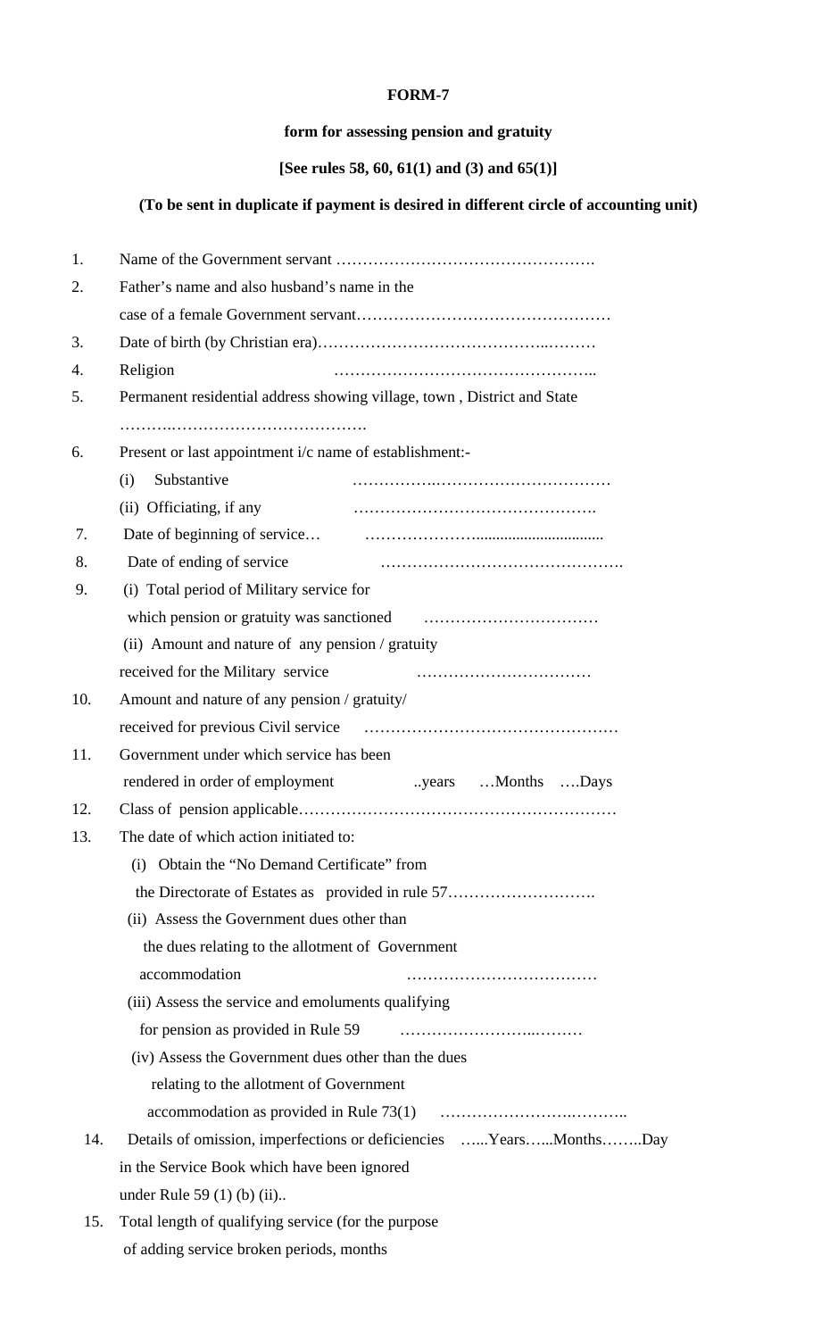**FORM-7**

**form for assessing pension and gratuity**

**[See rules 58, 60, 61(1) and (3) and 65(1)]**

**(To be sent in duplicate if payment is desired in different circle of accounting unit)**

1. Name of the Government servant ………………………………………….
2. Father's name and also husband's name in the case of a female Government servant…………………………………………
3. Date of birth (by Christian era)……………………………………..………
4. Religion ………………………………………..
5. Permanent residential address showing village, town , District and State ……….……………………………….
6. Present or last appointment i/c name of establishment:-
   (i) Substantive ……………..……………………………
   (ii) Officiating, if any ……………………………………….
7. Date of beginning of service… …………………................................
8. Date of ending of service ……………………………………….
9. (i) Total period of Military service for which pension or gratuity was sanctioned ……………………………
   (ii) Amount and nature of any pension / gratuity received for the Military service ……………………………
10. Amount and nature of any pension / gratuity/ received for previous Civil service ………………………………………
11. Government under which service has been rendered in order of employment ..years …Months ….Days
12. Class of pension applicable……………………………………………………
13. The date of which action initiated to:
    (i) Obtain the "No Demand Certificate" from the Directorate of Estates as provided in rule 57……………………….
    (ii) Assess the Government dues other than the dues relating to the allotment of Government accommodation ………………………………
    (iii) Assess the service and emoluments qualifying for pension as provided in Rule 59 …………………..………
    (iv) Assess the Government dues other than the dues relating to the allotment of Government accommodation as provided in Rule 73(1) ………………….……….
14. Details of omission, imperfections or deficiencies …...Years…...Months……..Day in the Service Book which have been ignored under Rule 59 (1) (b) (ii)..
15. Total length of qualifying service (for the purpose of adding service broken periods, months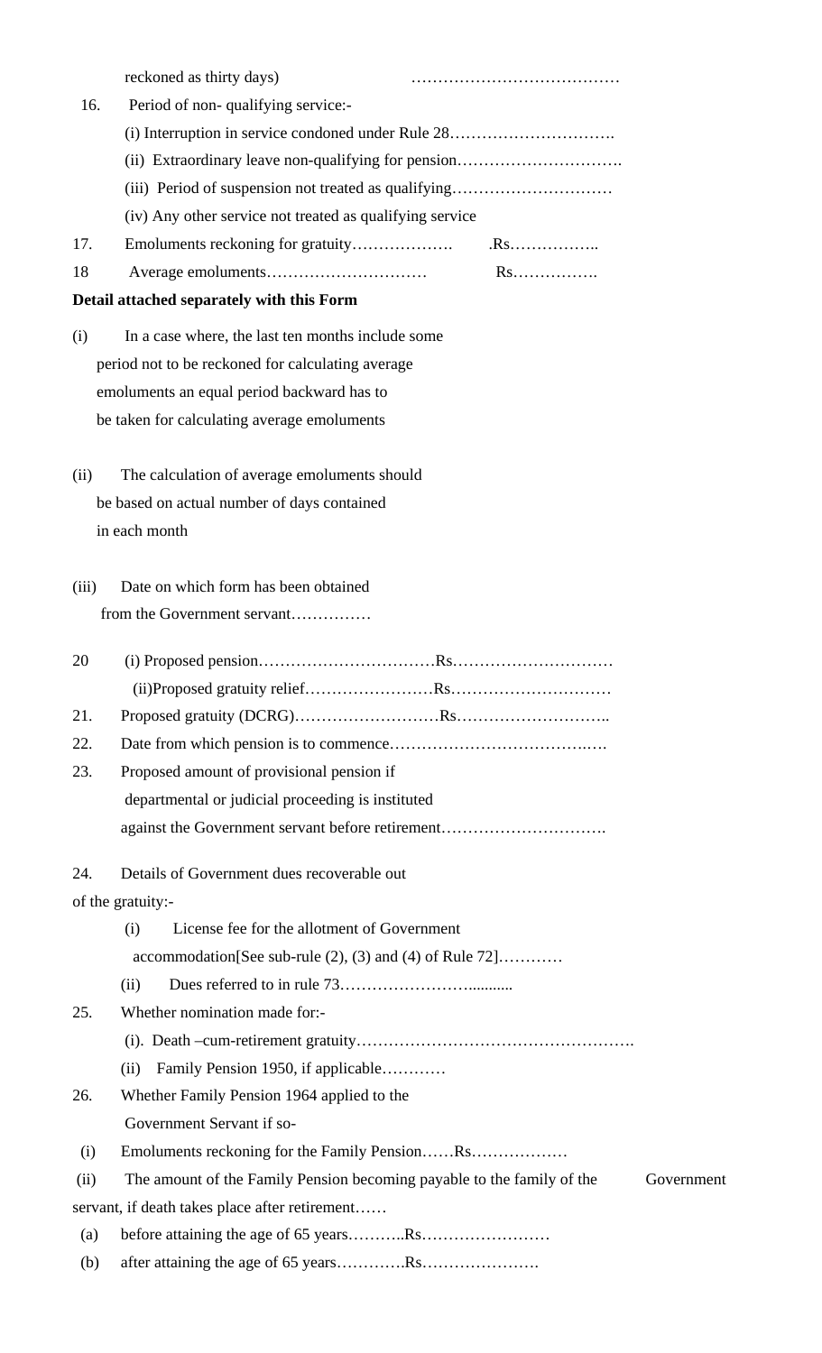reckoned as thirty days) …………………………………

16. Period of non- qualifying service:-

    (i) Interruption in service condoned under Rule 28………………………….

    (ii) Extraordinary leave non-qualifying for pension………………………….

    (iii) Period of suspension not treated as qualifying…………………………

    (iv) Any other service not treated as qualifying service

17. Emoluments reckoning for gratuity………………. .Rs……………..

18 Average emoluments………………………… Rs…………….

**Detail attached separately with this Form**

(i) In a case where, the last ten months include some period not to be reckoned for calculating average emoluments an equal period backward has to be taken for calculating average emoluments

(ii) The calculation of average emoluments should be based on actual number of days contained in each month

(iii) Date on which form has been obtained from the Government servant……………

20 (i) Proposed pension……………………………Rs…………………………

    (ii)Proposed gratuity relief……………………Rs…………………………

21. Proposed gratuity (DCRG)………………………Rs………………………..

22. Date from which pension is to commence…………………………………..….

23. Proposed amount of provisional pension if departmental or judicial proceeding is instituted against the Government servant before retirement………………………….

24. Details of Government dues recoverable out of the gratuity:-

    (i) License fee for the allotment of Government accommodation[See sub-rule (2), (3) and (4) of Rule 72]…………

    (ii) Dues referred to in rule 73……………………..........

25. Whether nomination made for:-

    (i). Death –cum-retirement gratuity…………………………………………….

    (ii) Family Pension 1950, if applicable…………

26. Whether Family Pension 1964 applied to the Government Servant if so-

(i) Emoluments reckoning for the Family Pension……Rs………………

(ii) The amount of the Family Pension becoming payable to the family of the Government servant, if death takes place after retirement……

(a) before attaining the age of 65 years………..Rs……………………

(b) after attaining the age of 65 years………….Rs………………….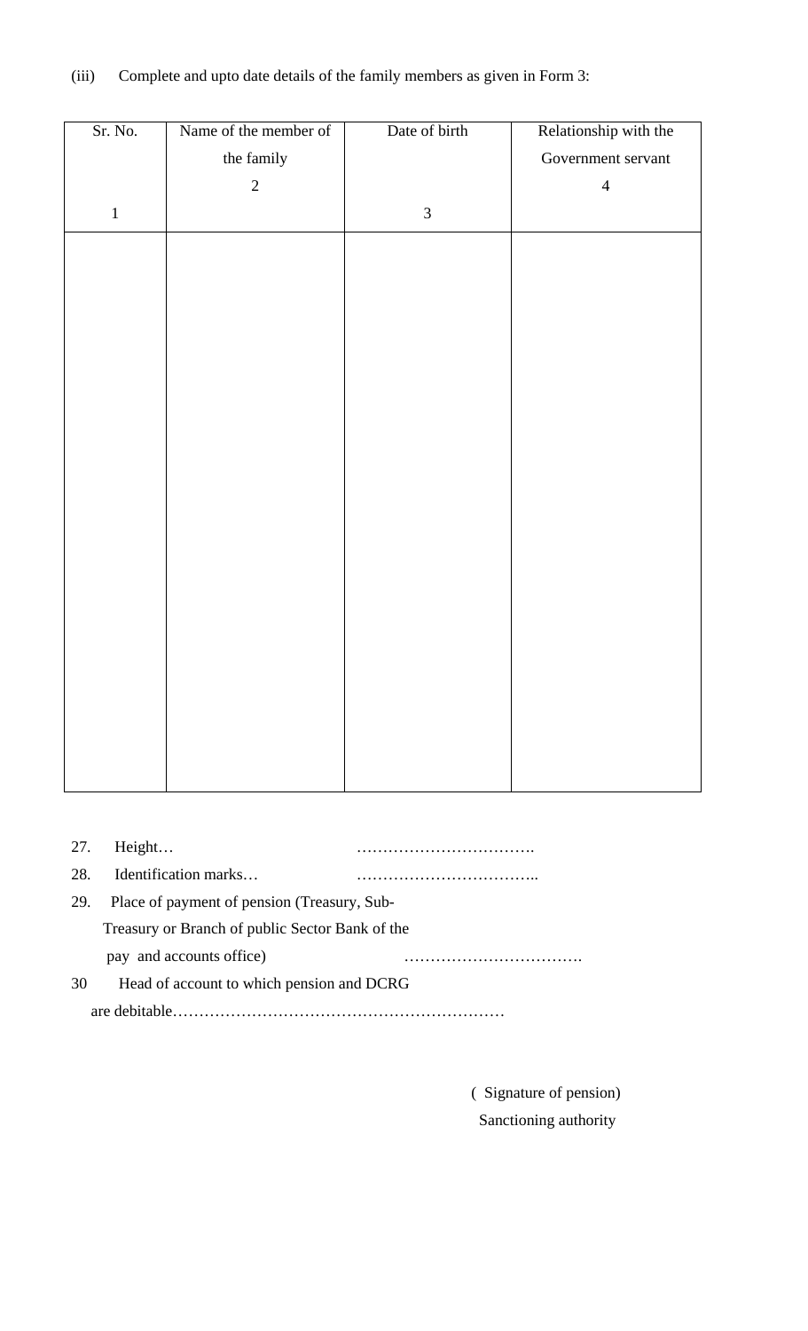(iii) Complete and upto date details of the family members as given in Form 3:

| Sr. No.<br>1 | Name of the member of the family<br>2 | Date of birth<br>3 | Relationship with the Government servant<br>4 |
|---|---|---|---|
| | | | |

27. Height… …………………………….

28. Identification marks… ……………………………..

29. Place of payment of pension (Treasury, Sub-Treasury or Branch of public Sector Bank of the pay and accounts office) …………………………….

30 Head of account to which pension and DCRG are debitable………………………………………………………

( Signature of pension)
Sanctioning authority